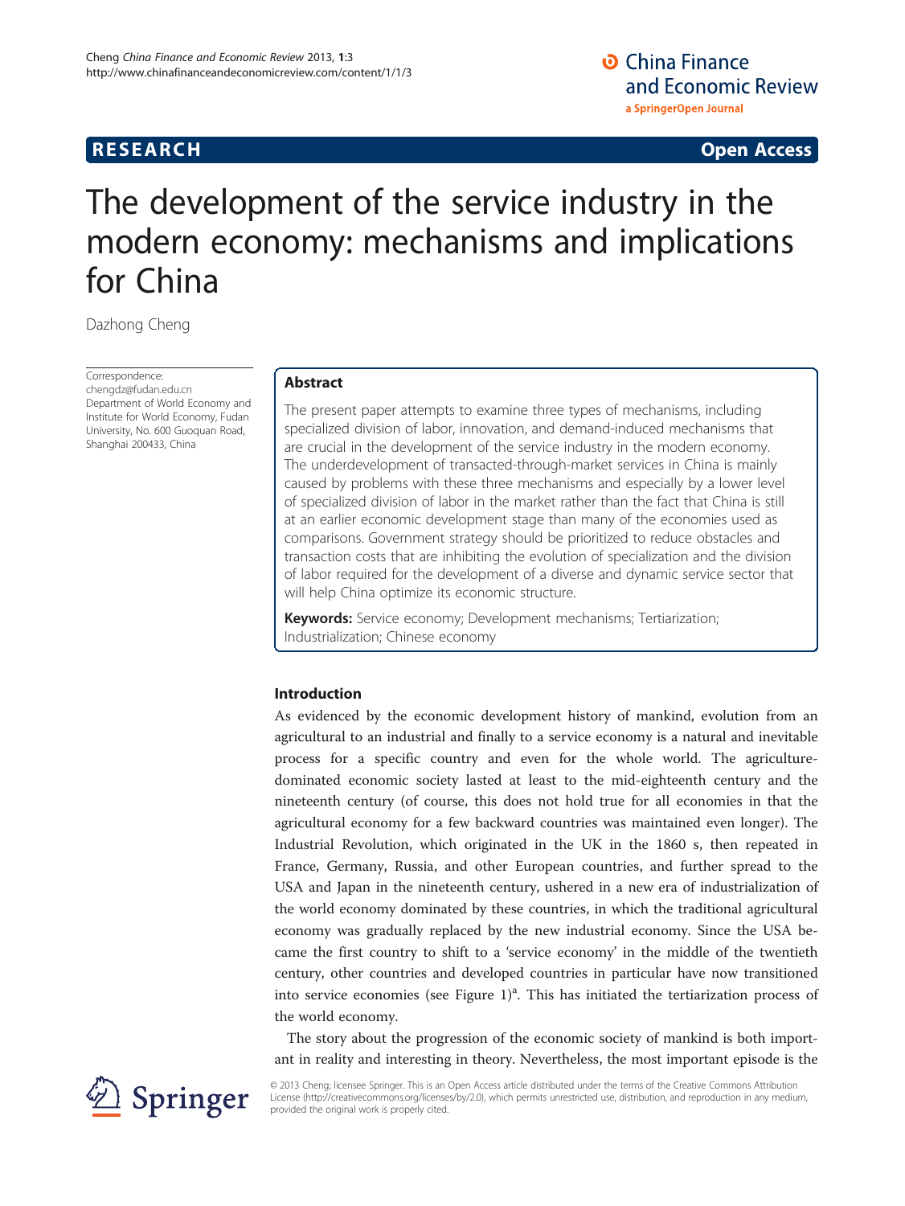RESEARCH Open Access

# The development of the service industry in the modern economy: mechanisms and implications for China

Dazhong Cheng

Correspondence: chengdz@fudan.edu.cn
Department of World Economy and Institute for World Economy, Fudan University, No. 600 Guoquan Road, Shanghai 200433, China

## Abstract

The present paper attempts to examine three types of mechanisms, including specialized division of labor, innovation, and demand-induced mechanisms that are crucial in the development of the service industry in the modern economy. The underdevelopment of transacted-through-market services in China is mainly caused by problems with these three mechanisms and especially by a lower level of specialized division of labor in the market rather than the fact that China is still at an earlier economic development stage than many of the economies used as comparisons. Government strategy should be prioritized to reduce obstacles and transaction costs that are inhibiting the evolution of specialization and the division of labor required for the development of a diverse and dynamic service sector that will help China optimize its economic structure.

**Keywords:** Service economy; Development mechanisms; Tertiarization; Industrialization; Chinese economy

## Introduction

As evidenced by the economic development history of mankind, evolution from an agricultural to an industrial and finally to a service economy is a natural and inevitable process for a specific country and even for the whole world. The agriculture-dominated economic society lasted at least to the mid-eighteenth century and the nineteenth century (of course, this does not hold true for all economies in that the agricultural economy for a few backward countries was maintained even longer). The Industrial Revolution, which originated in the UK in the 1860 s, then repeated in France, Germany, Russia, and other European countries, and further spread to the USA and Japan in the nineteenth century, ushered in a new era of industrialization of the world economy dominated by these countries, in which the traditional agricultural economy was gradually replaced by the new industrial economy. Since the USA became the first country to shift to a 'service economy' in the middle of the twentieth century, other countries and developed countries in particular have now transitioned into service economies (see Figure 1)[a]. This has initiated the tertiarization process of the world economy.

The story about the progression of the economic society of mankind is both important in reality and interesting in theory. Nevertheless, the most important episode is the

© 2013 Cheng; licensee Springer. This is an Open Access article distributed under the terms of the Creative Commons Attribution License (http://creativecommons.org/licenses/by/2.0), which permits unrestricted use, distribution, and reproduction in any medium, provided the original work is properly cited.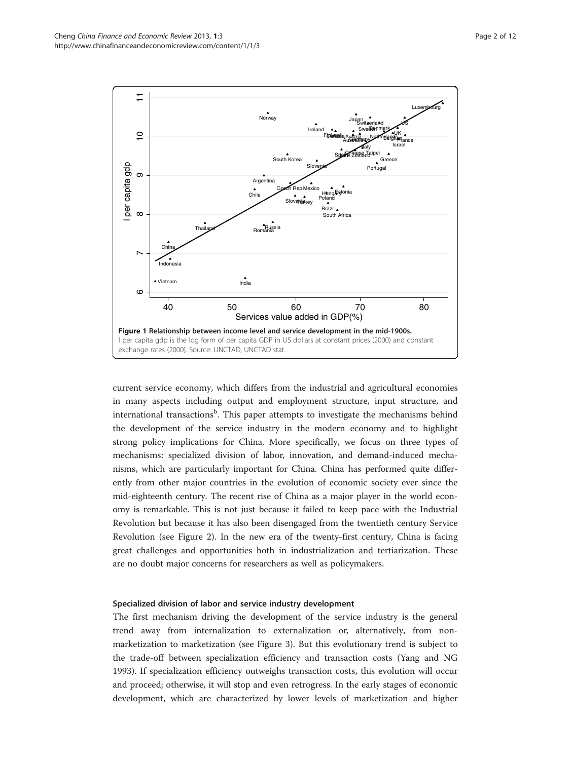**Figure 1 Relationship between income level and service development in the mid-1900s.** l per capita gdp is the log form of per capita GDP in US dollars at constant prices (2000) and constant exchange rates (2000). Source: UNCTAD, UNCTAD stat.

current service economy, which differs from the industrial and agricultural economies in many aspects including output and employment structure, input structure, and international transactions[b]. This paper attempts to investigate the mechanisms behind the development of the service industry in the modern economy and to highlight strong policy implications for China. More specifically, we focus on three types of mechanisms: specialized division of labor, innovation, and demand-induced mechanisms, which are particularly important for China. China has performed quite differently from other major countries in the evolution of economic society ever since the mid-eighteenth century. The recent rise of China as a major player in the world economy is remarkable. This is not just because it failed to keep pace with the Industrial Revolution but because it has also been disengaged from the twentieth century Service Revolution (see Figure 2). In the new era of the twenty-first century, China is facing great challenges and opportunities both in industrialization and tertiarization. These are no doubt major concerns for researchers as well as policymakers.

### Specialized division of labor and service industry development

The first mechanism driving the development of the service industry is the general trend away from internalization to externalization or, alternatively, from non-marketization to marketization (see Figure 3). But this evolutionary trend is subject to the trade-off between specialization efficiency and transaction costs (Yang and NG 1993). If specialization efficiency outweighs transaction costs, this evolution will occur and proceed; otherwise, it will stop and even retrogress. In the early stages of economic development, which are characterized by lower levels of marketization and higher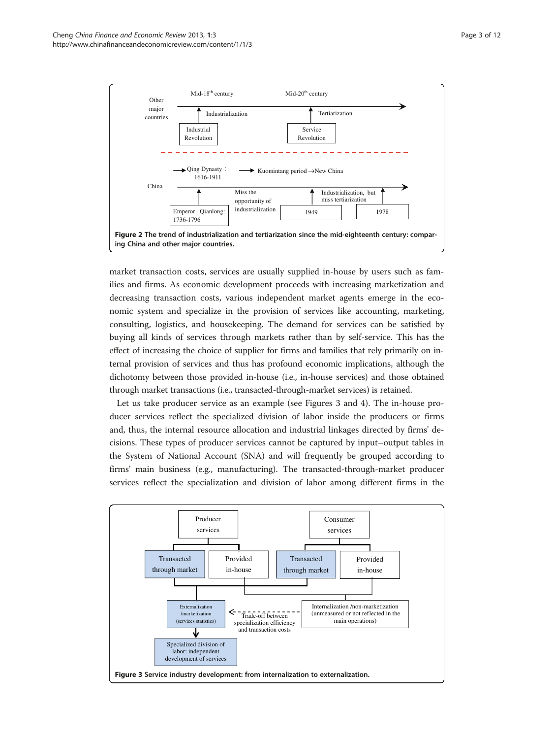Figure 2 The trend of industrialization and tertiarization since the mid-eighteenth century: comparing China and other major countries.

market transaction costs, services are usually supplied in-house by users such as families and firms. As economic development proceeds with increasing marketization and decreasing transaction costs, various independent market agents emerge in the economic system and specialize in the provision of services like accounting, marketing, consulting, logistics, and housekeeping. The demand for services can be satisfied by buying all kinds of services through markets rather than by self-service. This has the effect of increasing the choice of supplier for firms and families that rely primarily on internal provision of services and thus has profound economic implications, although the dichotomy between those provided in-house (i.e., in-house services) and those obtained through market transactions (i.e., transacted-through-market services) is retained.

Let us take producer service as an example (see Figures 3 and 4). The in-house producer services reflect the specialized division of labor inside the producers or firms and, thus, the internal resource allocation and industrial linkages directed by firms' decisions. These types of producer services cannot be captured by input–output tables in the System of National Account (SNA) and will frequently be grouped according to firms' main business (e.g., manufacturing). The transacted-through-market producer services reflect the specialization and division of labor among different firms in the

Figure 3 Service industry development: from internalization to externalization.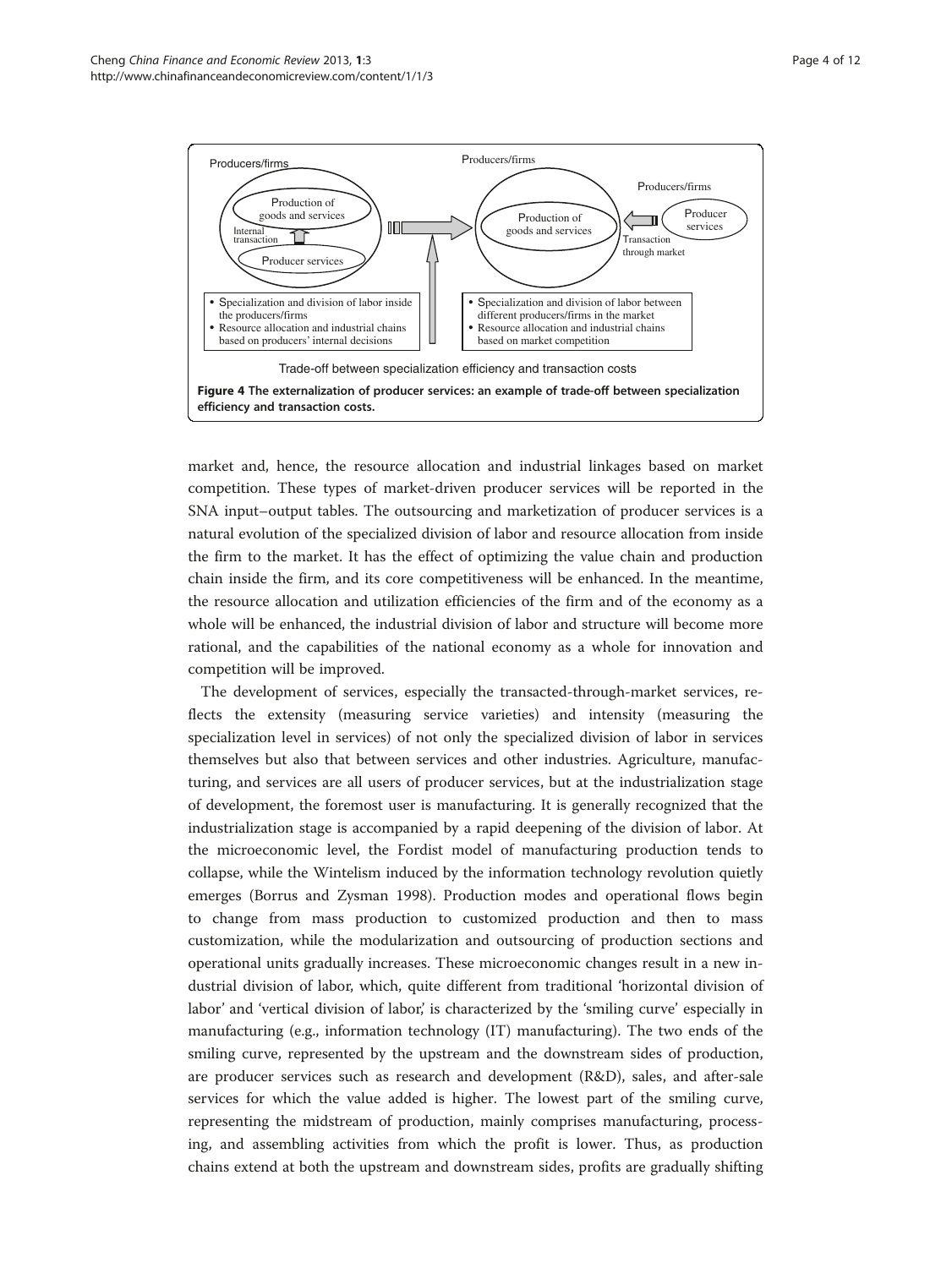Producers/firms

Production of goods and services

Internal transaction

Producer services

- Specialization and division of labor inside the producers/firms
- Resource allocation and industrial chains based on producers' internal decisions

Producers/firms

Production of goods and services

Producers/firms

Producer services

Transaction through market

- Specialization and division of labor between different producers/firms in the market
- Resource allocation and industrial chains based on market competition

Trade-off between specialization efficiency and transaction costs

**Figure 4 The externalization of producer services: an example of trade-off between specialization efficiency and transaction costs.**

market and, hence, the resource allocation and industrial linkages based on market competition. These types of market-driven producer services will be reported in the SNA input–output tables. The outsourcing and marketization of producer services is a natural evolution of the specialized division of labor and resource allocation from inside the firm to the market. It has the effect of optimizing the value chain and production chain inside the firm, and its core competitiveness will be enhanced. In the meantime, the resource allocation and utilization efficiencies of the firm and of the economy as a whole will be enhanced, the industrial division of labor and structure will become more rational, and the capabilities of the national economy as a whole for innovation and competition will be improved.

The development of services, especially the transacted-through-market services, reflects the extensity (measuring service varieties) and intensity (measuring the specialization level in services) of not only the specialized division of labor in services themselves but also that between services and other industries. Agriculture, manufacturing, and services are all users of producer services, but at the industrialization stage of development, the foremost user is manufacturing. It is generally recognized that the industrialization stage is accompanied by a rapid deepening of the division of labor. At the microeconomic level, the Fordist model of manufacturing production tends to collapse, while the Wintelism induced by the information technology revolution quietly emerges (Borrus and Zysman 1998). Production modes and operational flows begin to change from mass production to customized production and then to mass customization, while the modularization and outsourcing of production sections and operational units gradually increases. These microeconomic changes result in a new industrial division of labor, which, quite different from traditional 'horizontal division of labor' and 'vertical division of labor,' is characterized by the 'smiling curve' especially in manufacturing (e.g., information technology (IT) manufacturing). The two ends of the smiling curve, represented by the upstream and the downstream sides of production, are producer services such as research and development (R&D), sales, and after-sale services for which the value added is higher. The lowest part of the smiling curve, representing the midstream of production, mainly comprises manufacturing, processing, and assembling activities from which the profit is lower. Thus, as production chains extend at both the upstream and downstream sides, profits are gradually shifting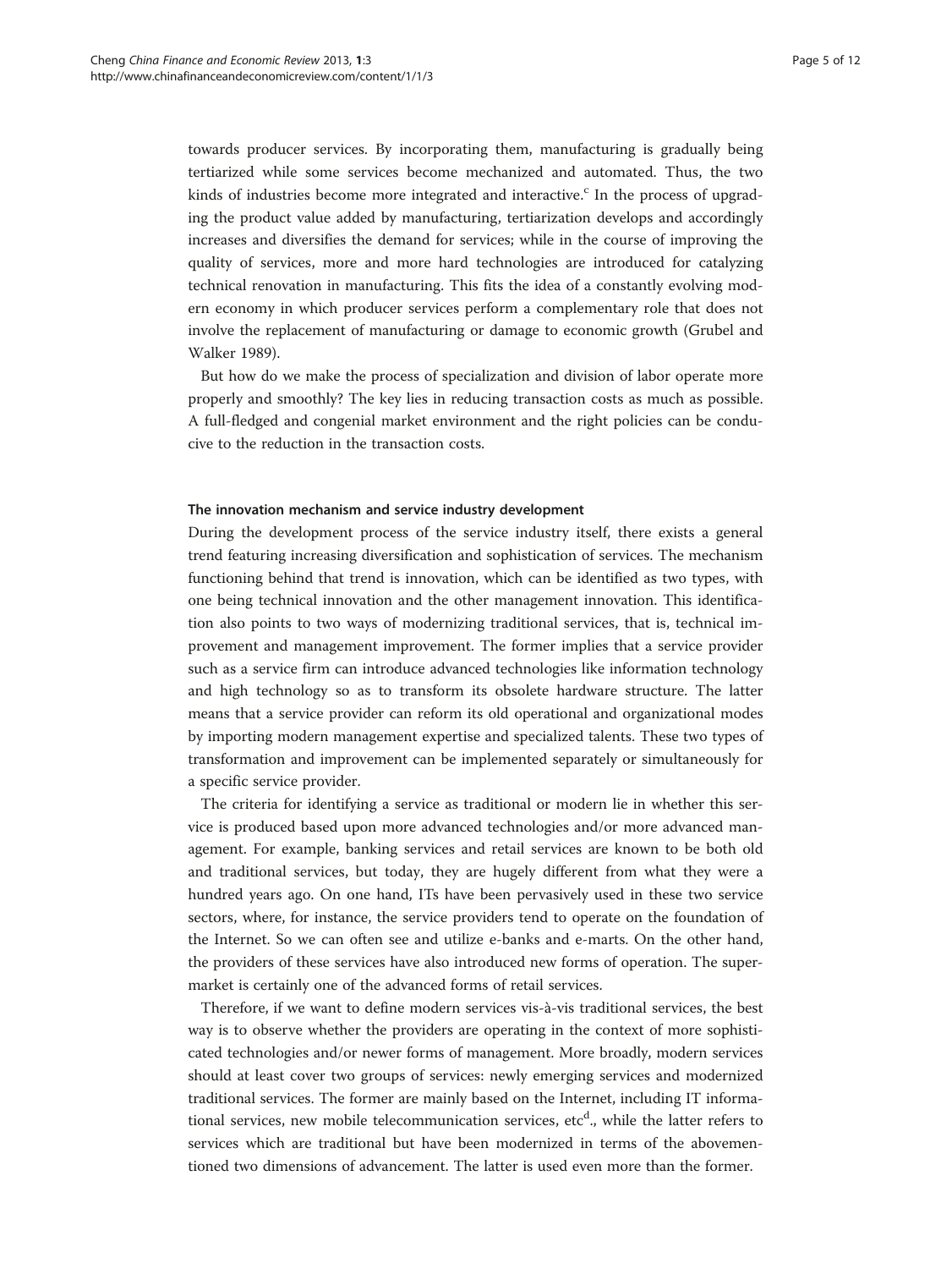towards producer services. By incorporating them, manufacturing is gradually being tertiarized while some services become mechanized and automated. Thus, the two kinds of industries become more integrated and interactive.[c] In the process of upgrading the product value added by manufacturing, tertiarization develops and accordingly increases and diversifies the demand for services; while in the course of improving the quality of services, more and more hard technologies are introduced for catalyzing technical renovation in manufacturing. This fits the idea of a constantly evolving modern economy in which producer services perform a complementary role that does not involve the replacement of manufacturing or damage to economic growth (Grubel and Walker 1989).

But how do we make the process of specialization and division of labor operate more properly and smoothly? The key lies in reducing transaction costs as much as possible. A full-fledged and congenial market environment and the right policies can be conducive to the reduction in the transaction costs.

### The innovation mechanism and service industry development

During the development process of the service industry itself, there exists a general trend featuring increasing diversification and sophistication of services. The mechanism functioning behind that trend is innovation, which can be identified as two types, with one being technical innovation and the other management innovation. This identification also points to two ways of modernizing traditional services, that is, technical improvement and management improvement. The former implies that a service provider such as a service firm can introduce advanced technologies like information technology and high technology so as to transform its obsolete hardware structure. The latter means that a service provider can reform its old operational and organizational modes by importing modern management expertise and specialized talents. These two types of transformation and improvement can be implemented separately or simultaneously for a specific service provider.

The criteria for identifying a service as traditional or modern lie in whether this service is produced based upon more advanced technologies and/or more advanced management. For example, banking services and retail services are known to be both old and traditional services, but today, they are hugely different from what they were a hundred years ago. On one hand, ITs have been pervasively used in these two service sectors, where, for instance, the service providers tend to operate on the foundation of the Internet. So we can often see and utilize e-banks and e-marts. On the other hand, the providers of these services have also introduced new forms of operation. The supermarket is certainly one of the advanced forms of retail services.

Therefore, if we want to define modern services vis-à-vis traditional services, the best way is to observe whether the providers are operating in the context of more sophisticated technologies and/or newer forms of management. More broadly, modern services should at least cover two groups of services: newly emerging services and modernized traditional services. The former are mainly based on the Internet, including IT informational services, new mobile telecommunication services, etc[d]., while the latter refers to services which are traditional but have been modernized in terms of the abovementioned two dimensions of advancement. The latter is used even more than the former.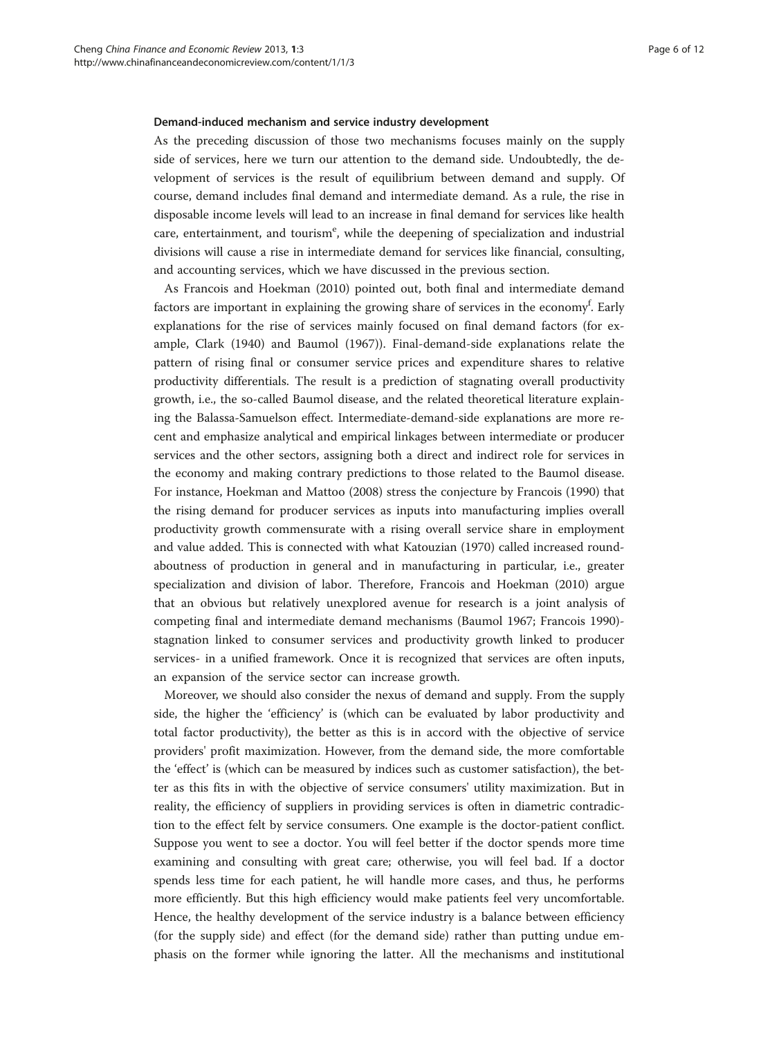#### Demand-induced mechanism and service industry development

As the preceding discussion of those two mechanisms focuses mainly on the supply side of services, here we turn our attention to the demand side. Undoubtedly, the development of services is the result of equilibrium between demand and supply. Of course, demand includes final demand and intermediate demand. As a rule, the rise in disposable income levels will lead to an increase in final demand for services like health care, entertainment, and tourism[e], while the deepening of specialization and industrial divisions will cause a rise in intermediate demand for services like financial, consulting, and accounting services, which we have discussed in the previous section.

As Francois and Hoekman (2010) pointed out, both final and intermediate demand factors are important in explaining the growing share of services in the economy[f]. Early explanations for the rise of services mainly focused on final demand factors (for example, Clark (1940) and Baumol (1967)). Final-demand-side explanations relate the pattern of rising final or consumer service prices and expenditure shares to relative productivity differentials. The result is a prediction of stagnating overall productivity growth, i.e., the so-called Baumol disease, and the related theoretical literature explaining the Balassa-Samuelson effect. Intermediate-demand-side explanations are more recent and emphasize analytical and empirical linkages between intermediate or producer services and the other sectors, assigning both a direct and indirect role for services in the economy and making contrary predictions to those related to the Baumol disease. For instance, Hoekman and Mattoo (2008) stress the conjecture by Francois (1990) that the rising demand for producer services as inputs into manufacturing implies overall productivity growth commensurate with a rising overall service share in employment and value added. This is connected with what Katouzian (1970) called increased roundaboutness of production in general and in manufacturing in particular, i.e., greater specialization and division of labor. Therefore, Francois and Hoekman (2010) argue that an obvious but relatively unexplored avenue for research is a joint analysis of competing final and intermediate demand mechanisms (Baumol 1967; Francois 1990)- stagnation linked to consumer services and productivity growth linked to producer services- in a unified framework. Once it is recognized that services are often inputs, an expansion of the service sector can increase growth.

Moreover, we should also consider the nexus of demand and supply. From the supply side, the higher the 'efficiency' is (which can be evaluated by labor productivity and total factor productivity), the better as this is in accord with the objective of service providers' profit maximization. However, from the demand side, the more comfortable the 'effect' is (which can be measured by indices such as customer satisfaction), the better as this fits in with the objective of service consumers' utility maximization. But in reality, the efficiency of suppliers in providing services is often in diametric contradiction to the effect felt by service consumers. One example is the doctor-patient conflict. Suppose you went to see a doctor. You will feel better if the doctor spends more time examining and consulting with great care; otherwise, you will feel bad. If a doctor spends less time for each patient, he will handle more cases, and thus, he performs more efficiently. But this high efficiency would make patients feel very uncomfortable. Hence, the healthy development of the service industry is a balance between efficiency (for the supply side) and effect (for the demand side) rather than putting undue emphasis on the former while ignoring the latter. All the mechanisms and institutional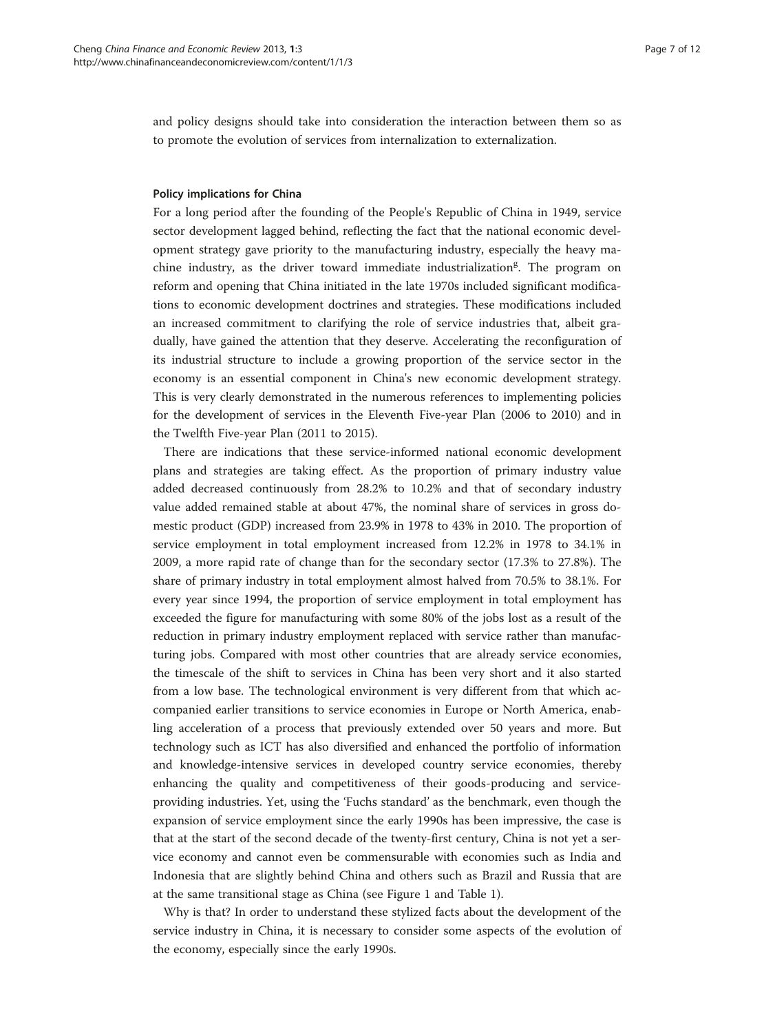and policy designs should take into consideration the interaction between them so as to promote the evolution of services from internalization to externalization.

#### Policy implications for China

For a long period after the founding of the People's Republic of China in 1949, service sector development lagged behind, reflecting the fact that the national economic development strategy gave priority to the manufacturing industry, especially the heavy machine industry, as the driver toward immediate industrialization[g]. The program on reform and opening that China initiated in the late 1970s included significant modifications to economic development doctrines and strategies. These modifications included an increased commitment to clarifying the role of service industries that, albeit gradually, have gained the attention that they deserve. Accelerating the reconfiguration of its industrial structure to include a growing proportion of the service sector in the economy is an essential component in China's new economic development strategy. This is very clearly demonstrated in the numerous references to implementing policies for the development of services in the Eleventh Five-year Plan (2006 to 2010) and in the Twelfth Five-year Plan (2011 to 2015).

There are indications that these service-informed national economic development plans and strategies are taking effect. As the proportion of primary industry value added decreased continuously from 28.2% to 10.2% and that of secondary industry value added remained stable at about 47%, the nominal share of services in gross domestic product (GDP) increased from 23.9% in 1978 to 43% in 2010. The proportion of service employment in total employment increased from 12.2% in 1978 to 34.1% in 2009, a more rapid rate of change than for the secondary sector (17.3% to 27.8%). The share of primary industry in total employment almost halved from 70.5% to 38.1%. For every year since 1994, the proportion of service employment in total employment has exceeded the figure for manufacturing with some 80% of the jobs lost as a result of the reduction in primary industry employment replaced with service rather than manufacturing jobs. Compared with most other countries that are already service economies, the timescale of the shift to services in China has been very short and it also started from a low base. The technological environment is very different from that which accompanied earlier transitions to service economies in Europe or North America, enabling acceleration of a process that previously extended over 50 years and more. But technology such as ICT has also diversified and enhanced the portfolio of information and knowledge-intensive services in developed country service economies, thereby enhancing the quality and competitiveness of their goods-producing and service-providing industries. Yet, using the 'Fuchs standard' as the benchmark, even though the expansion of service employment since the early 1990s has been impressive, the case is that at the start of the second decade of the twenty-first century, China is not yet a service economy and cannot even be commensurable with economies such as India and Indonesia that are slightly behind China and others such as Brazil and Russia that are at the same transitional stage as China (see Figure 1 and Table 1).

Why is that? In order to understand these stylized facts about the development of the service industry in China, it is necessary to consider some aspects of the evolution of the economy, especially since the early 1990s.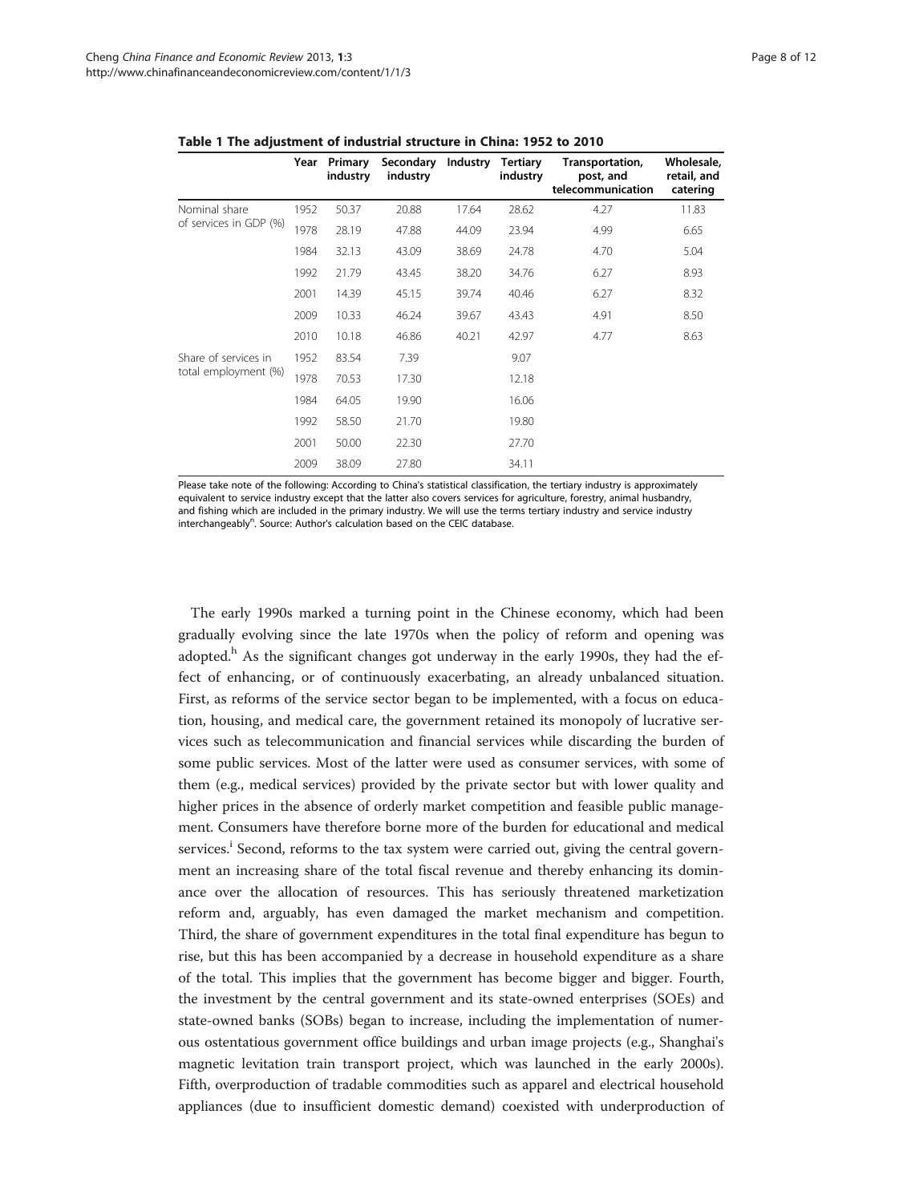**Table 1 The adjustment of industrial structure in China: 1952 to 2010**

| | Year | Primary industry | Secondary industry | Industry | Tertiary industry | Transportation, post, and telecommunication | Wholesale, retail, and catering |
|---|---|---|---|---|---|---|---|
| Nominal share of services in GDP (%) | 1952 | 50.37 | 20.88 | 17.64 | 28.62 | 4.27 | 11.83 |
| | 1978 | 28.19 | 47.88 | 44.09 | 23.94 | 4.99 | 6.65 |
| | 1984 | 32.13 | 43.09 | 38.69 | 24.78 | 4.70 | 5.04 |
| | 1992 | 21.79 | 43.45 | 38.20 | 34.76 | 6.27 | 8.93 |
| | 2001 | 14.39 | 45.15 | 39.74 | 40.46 | 6.27 | 8.32 |
| | 2009 | 10.33 | 46.24 | 39.67 | 43.43 | 4.91 | 8.50 |
| | 2010 | 10.18 | 46.86 | 40.21 | 42.97 | 4.77 | 8.63 |
| Share of services in total employment (%) | 1952 | 83.54 | 7.39 | | 9.07 | | |
| | 1978 | 70.53 | 17.30 | | 12.18 | | |
| | 1984 | 64.05 | 19.90 | | 16.06 | | |
| | 1992 | 58.50 | 21.70 | | 19.80 | | |
| | 2001 | 50.00 | 22.30 | | 27.70 | | |
| | 2009 | 38.09 | 27.80 | | 34.11 | | |

Please take note of the following: According to China's statistical classification, the tertiary industry is approximately equivalent to service industry except that the latter also covers services for agriculture, forestry, animal husbandry, and fishing which are included in the primary industry. We will use the terms tertiary industry and service industry interchangeably[n]. Source: Author's calculation based on the CEIC database.

The early 1990s marked a turning point in the Chinese economy, which had been gradually evolving since the late 1970s when the policy of reform and opening was adopted.[h] As the significant changes got underway in the early 1990s, they had the effect of enhancing, or of continuously exacerbating, an already unbalanced situation. First, as reforms of the service sector began to be implemented, with a focus on education, housing, and medical care, the government retained its monopoly of lucrative services such as telecommunication and financial services while discarding the burden of some public services. Most of the latter were used as consumer services, with some of them (e.g., medical services) provided by the private sector but with lower quality and higher prices in the absence of orderly market competition and feasible public management. Consumers have therefore borne more of the burden for educational and medical services.[i] Second, reforms to the tax system were carried out, giving the central government an increasing share of the total fiscal revenue and thereby enhancing its dominance over the allocation of resources. This has seriously threatened marketization reform and, arguably, has even damaged the market mechanism and competition. Third, the share of government expenditures in the total final expenditure has begun to rise, but this has been accompanied by a decrease in household expenditure as a share of the total. This implies that the government has become bigger and bigger. Fourth, the investment by the central government and its state-owned enterprises (SOEs) and state-owned banks (SOBs) began to increase, including the implementation of numerous ostentatious government office buildings and urban image projects (e.g., Shanghai's magnetic levitation train transport project, which was launched in the early 2000s). Fifth, overproduction of tradable commodities such as apparel and electrical household appliances (due to insufficient domestic demand) coexisted with underproduction of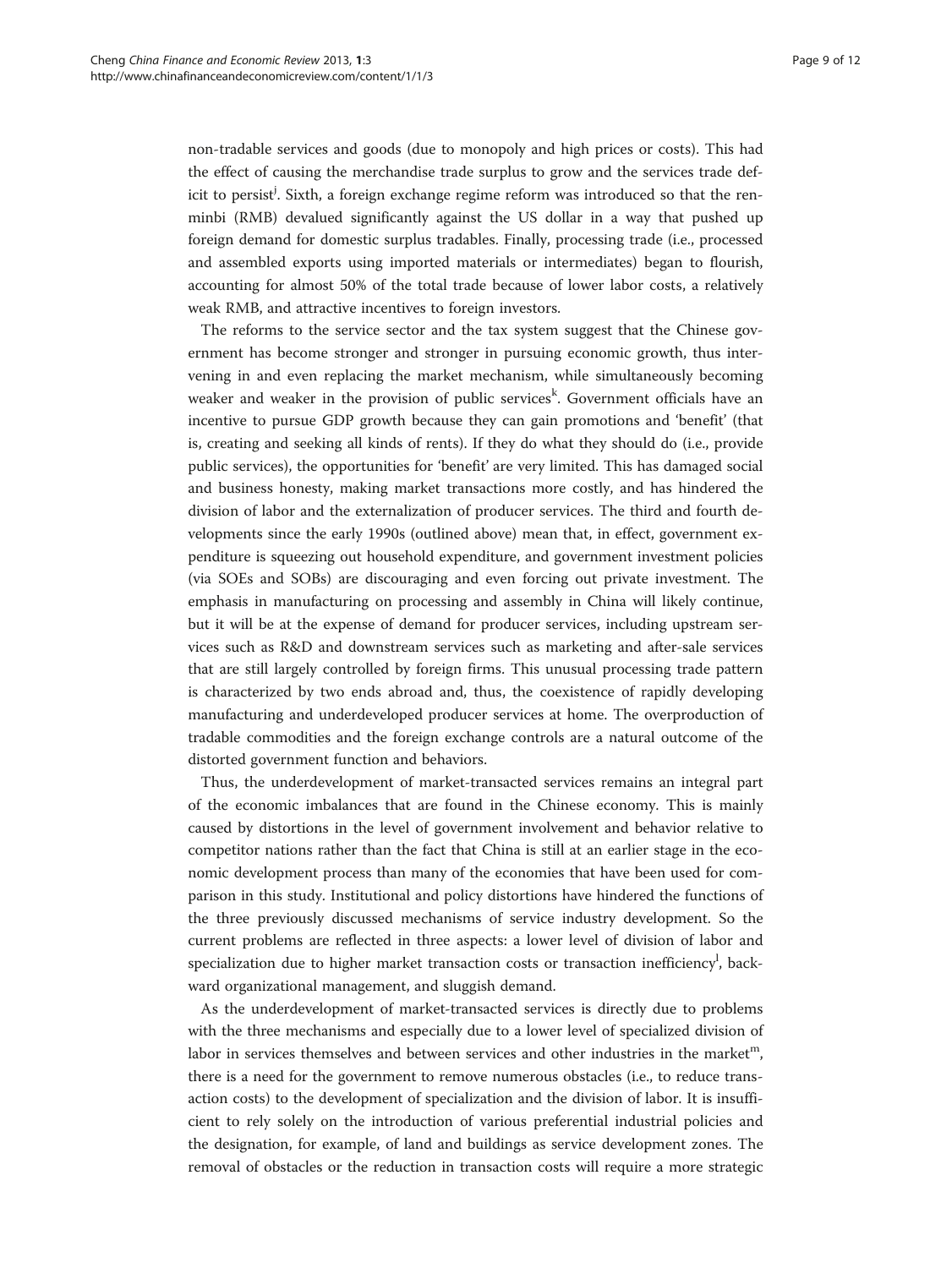non-tradable services and goods (due to monopoly and high prices or costs). This had the effect of causing the merchandise trade surplus to grow and the services trade deficit to persist[j]. Sixth, a foreign exchange regime reform was introduced so that the renminbi (RMB) devalued significantly against the US dollar in a way that pushed up foreign demand for domestic surplus tradables. Finally, processing trade (i.e., processed and assembled exports using imported materials or intermediates) began to flourish, accounting for almost 50% of the total trade because of lower labor costs, a relatively weak RMB, and attractive incentives to foreign investors.

The reforms to the service sector and the tax system suggest that the Chinese government has become stronger and stronger in pursuing economic growth, thus intervening in and even replacing the market mechanism, while simultaneously becoming weaker and weaker in the provision of public services[k]. Government officials have an incentive to pursue GDP growth because they can gain promotions and 'benefit' (that is, creating and seeking all kinds of rents). If they do what they should do (i.e., provide public services), the opportunities for 'benefit' are very limited. This has damaged social and business honesty, making market transactions more costly, and has hindered the division of labor and the externalization of producer services. The third and fourth developments since the early 1990s (outlined above) mean that, in effect, government expenditure is squeezing out household expenditure, and government investment policies (via SOEs and SOBs) are discouraging and even forcing out private investment. The emphasis in manufacturing on processing and assembly in China will likely continue, but it will be at the expense of demand for producer services, including upstream services such as R&D and downstream services such as marketing and after-sale services that are still largely controlled by foreign firms. This unusual processing trade pattern is characterized by two ends abroad and, thus, the coexistence of rapidly developing manufacturing and underdeveloped producer services at home. The overproduction of tradable commodities and the foreign exchange controls are a natural outcome of the distorted government function and behaviors.

Thus, the underdevelopment of market-transacted services remains an integral part of the economic imbalances that are found in the Chinese economy. This is mainly caused by distortions in the level of government involvement and behavior relative to competitor nations rather than the fact that China is still at an earlier stage in the economic development process than many of the economies that have been used for comparison in this study. Institutional and policy distortions have hindered the functions of the three previously discussed mechanisms of service industry development. So the current problems are reflected in three aspects: a lower level of division of labor and specialization due to higher market transaction costs or transaction inefficiency[l], backward organizational management, and sluggish demand.

As the underdevelopment of market-transacted services is directly due to problems with the three mechanisms and especially due to a lower level of specialized division of labor in services themselves and between services and other industries in the market[m], there is a need for the government to remove numerous obstacles (i.e., to reduce transaction costs) to the development of specialization and the division of labor. It is insufficient to rely solely on the introduction of various preferential industrial policies and the designation, for example, of land and buildings as service development zones. The removal of obstacles or the reduction in transaction costs will require a more strategic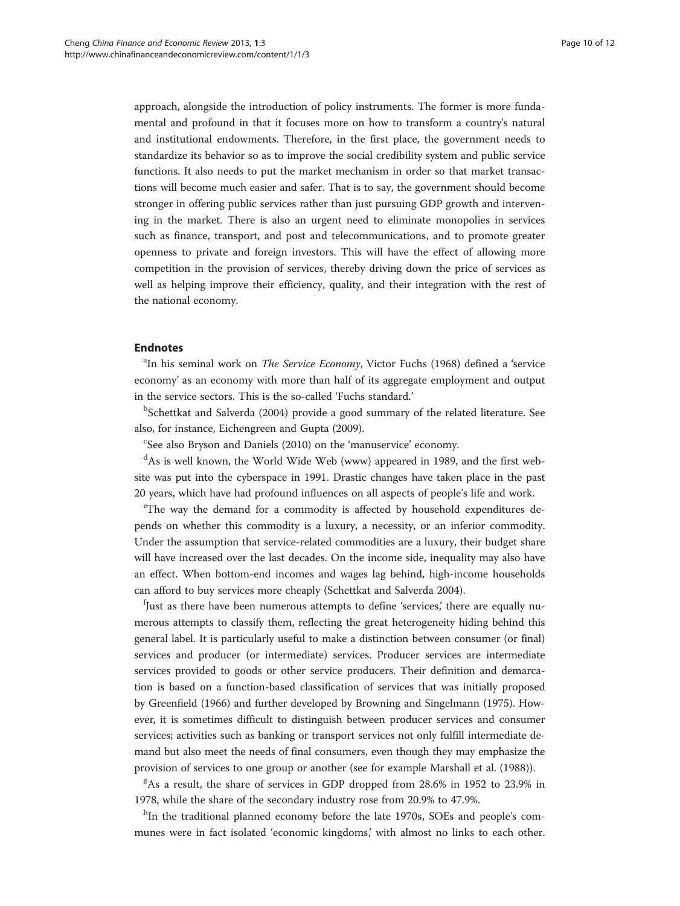approach, alongside the introduction of policy instruments. The former is more fundamental and profound in that it focuses more on how to transform a country's natural and institutional endowments. Therefore, in the first place, the government needs to standardize its behavior so as to improve the social credibility system and public service functions. It also needs to put the market mechanism in order so that market transactions will become much easier and safer. That is to say, the government should become stronger in offering public services rather than just pursuing GDP growth and intervening in the market. There is also an urgent need to eliminate monopolies in services such as finance, transport, and post and telecommunications, and to promote greater openness to private and foreign investors. This will have the effect of allowing more competition in the provision of services, thereby driving down the price of services as well as helping improve their efficiency, quality, and their integration with the rest of the national economy.

## Endnotes

[a]In his seminal work on *The Service Economy*, Victor Fuchs (1968) defined a 'service economy' as an economy with more than half of its aggregate employment and output in the service sectors. This is the so-called 'Fuchs standard.'

[b]Schettkat and Salverda (2004) provide a good summary of the related literature. See also, for instance, Eichengreen and Gupta (2009).

[c]See also Bryson and Daniels (2010) on the 'manuservice' economy.

[d]As is well known, the World Wide Web (www) appeared in 1989, and the first website was put into the cyberspace in 1991. Drastic changes have taken place in the past 20 years, which have had profound influences on all aspects of people's life and work.

[e]The way the demand for a commodity is affected by household expenditures depends on whether this commodity is a luxury, a necessity, or an inferior commodity. Under the assumption that service-related commodities are a luxury, their budget share will have increased over the last decades. On the income side, inequality may also have an effect. When bottom-end incomes and wages lag behind, high-income households can afford to buy services more cheaply (Schettkat and Salverda 2004).

[f]Just as there have been numerous attempts to define 'services,' there are equally numerous attempts to classify them, reflecting the great heterogeneity hiding behind this general label. It is particularly useful to make a distinction between consumer (or final) services and producer (or intermediate) services. Producer services are intermediate services provided to goods or other service producers. Their definition and demarcation is based on a function-based classification of services that was initially proposed by Greenfield (1966) and further developed by Browning and Singelmann (1975). However, it is sometimes difficult to distinguish between producer services and consumer services; activities such as banking or transport services not only fulfill intermediate demand but also meet the needs of final consumers, even though they may emphasize the provision of services to one group or another (see for example Marshall et al. (1988)).

[g]As a result, the share of services in GDP dropped from 28.6% in 1952 to 23.9% in 1978, while the share of the secondary industry rose from 20.9% to 47.9%.

[h]In the traditional planned economy before the late 1970s, SOEs and people's communes were in fact isolated 'economic kingdoms,' with almost no links to each other.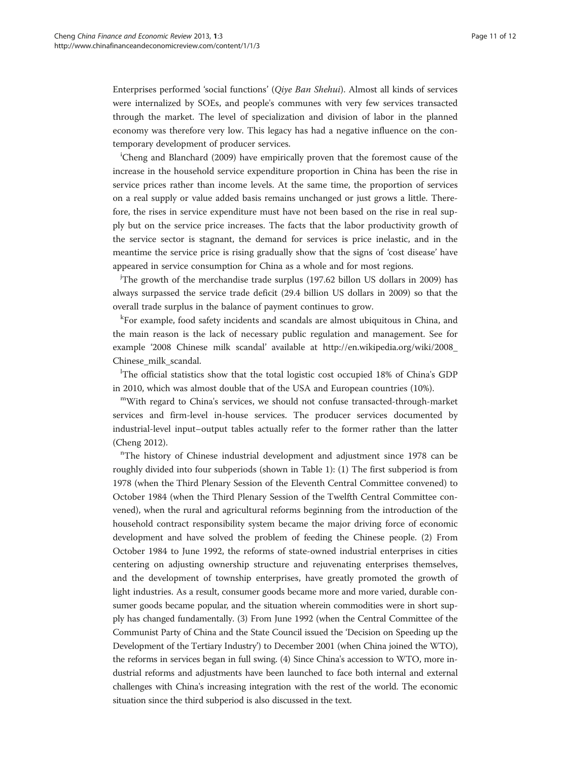Enterprises performed 'social functions' (*Qiye Ban Shehui*). Almost all kinds of services were internalized by SOEs, and people's communes with very few services transacted through the market. The level of specialization and division of labor in the planned economy was therefore very low. This legacy has had a negative influence on the contemporary development of producer services.

[i]Cheng and Blanchard (2009) have empirically proven that the foremost cause of the increase in the household service expenditure proportion in China has been the rise in service prices rather than income levels. At the same time, the proportion of services on a real supply or value added basis remains unchanged or just grows a little. Therefore, the rises in service expenditure must have not been based on the rise in real supply but on the service price increases. The facts that the labor productivity growth of the service sector is stagnant, the demand for services is price inelastic, and in the meantime the service price is rising gradually show that the signs of 'cost disease' have appeared in service consumption for China as a whole and for most regions.

[j]The growth of the merchandise trade surplus (197.62 billon US dollars in 2009) has always surpassed the service trade deficit (29.4 billion US dollars in 2009) so that the overall trade surplus in the balance of payment continues to grow.

[k]For example, food safety incidents and scandals are almost ubiquitous in China, and the main reason is the lack of necessary public regulation and management. See for example '2008 Chinese milk scandal' available at http://en.wikipedia.org/wiki/2008_Chinese_milk_scandal.

[l]The official statistics show that the total logistic cost occupied 18% of China's GDP in 2010, which was almost double that of the USA and European countries (10%).

[m]With regard to China's services, we should not confuse transacted-through-market services and firm-level in-house services. The producer services documented by industrial-level input–output tables actually refer to the former rather than the latter (Cheng 2012).

[n]The history of Chinese industrial development and adjustment since 1978 can be roughly divided into four subperiods (shown in Table 1): (1) The first subperiod is from 1978 (when the Third Plenary Session of the Eleventh Central Committee convened) to October 1984 (when the Third Plenary Session of the Twelfth Central Committee convened), when the rural and agricultural reforms beginning from the introduction of the household contract responsibility system became the major driving force of economic development and have solved the problem of feeding the Chinese people. (2) From October 1984 to June 1992, the reforms of state-owned industrial enterprises in cities centering on adjusting ownership structure and rejuvenating enterprises themselves, and the development of township enterprises, have greatly promoted the growth of light industries. As a result, consumer goods became more and more varied, durable consumer goods became popular, and the situation wherein commodities were in short supply has changed fundamentally. (3) From June 1992 (when the Central Committee of the Communist Party of China and the State Council issued the 'Decision on Speeding up the Development of the Tertiary Industry') to December 2001 (when China joined the WTO), the reforms in services began in full swing. (4) Since China's accession to WTO, more industrial reforms and adjustments have been launched to face both internal and external challenges with China's increasing integration with the rest of the world. The economic situation since the third subperiod is also discussed in the text.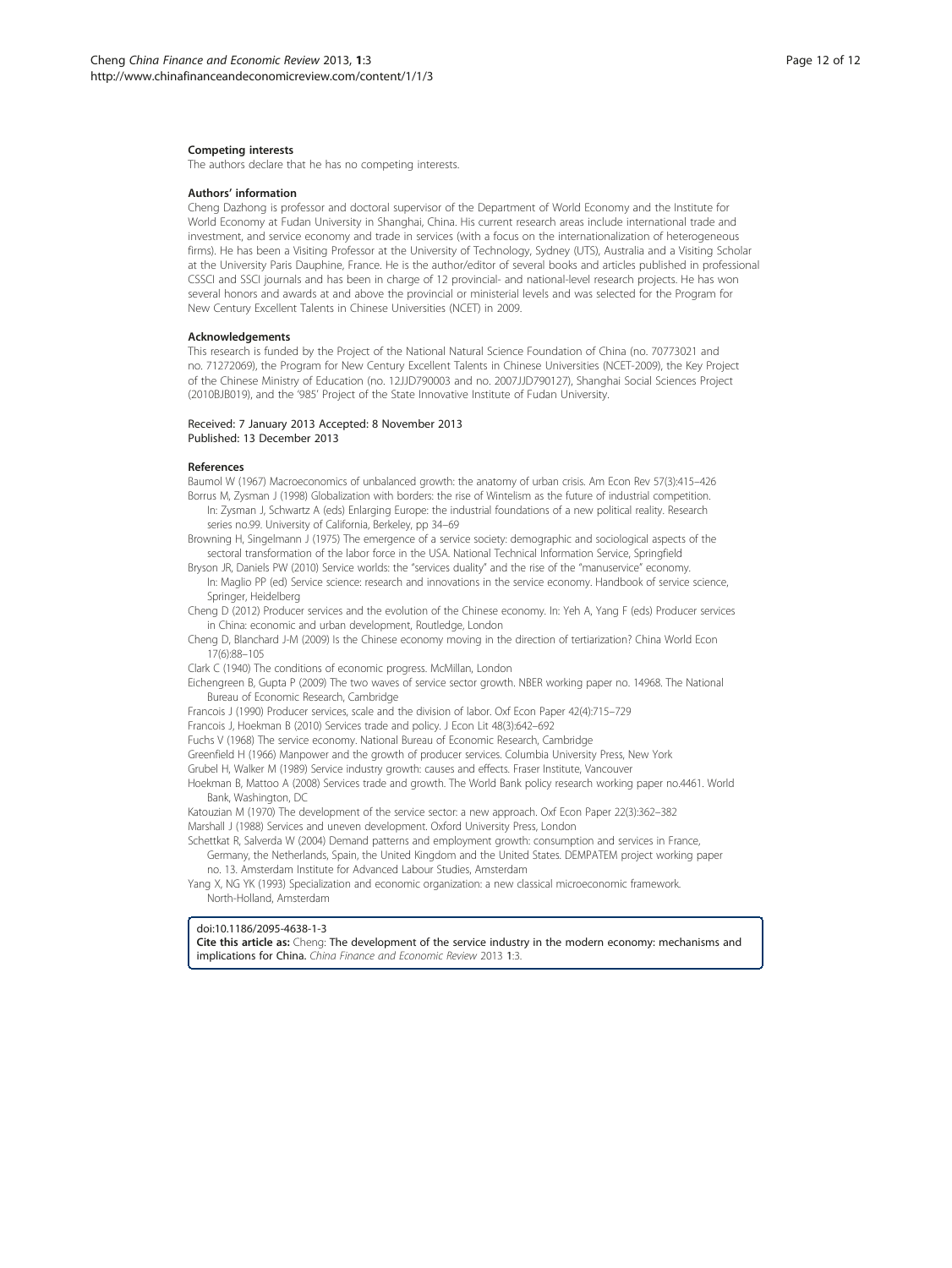### Competing interests

The authors declare that he has no competing interests.

### Authors' information

Cheng Dazhong is professor and doctoral supervisor of the Department of World Economy and the Institute for World Economy at Fudan University in Shanghai, China. His current research areas include international trade and investment, and service economy and trade in services (with a focus on the internationalization of heterogeneous firms). He has been a Visiting Professor at the University of Technology, Sydney (UTS), Australia and a Visiting Scholar at the University Paris Dauphine, France. He is the author/editor of several books and articles published in professional CSSCI and SSCI journals and has been in charge of 12 provincial- and national-level research projects. He has won several honors and awards at and above the provincial or ministerial levels and was selected for the Program for New Century Excellent Talents in Chinese Universities (NCET) in 2009.

### Acknowledgements

This research is funded by the Project of the National Natural Science Foundation of China (no. 70773021 and no. 71272069), the Program for New Century Excellent Talents in Chinese Universities (NCET-2009), the Key Project of the Chinese Ministry of Education (no. 12JJD790003 and no. 2007JJD790127), Shanghai Social Sciences Project (2010BJB019), and the '985' Project of the State Innovative Institute of Fudan University.

Received: 7 January 2013 Accepted: 8 November 2013
Published: 13 December 2013

### References

Baumol W (1967) Macroeconomics of unbalanced growth: the anatomy of urban crisis. Am Econ Rev 57(3):415–426

Borrus M, Zysman J (1998) Globalization with borders: the rise of Wintelism as the future of industrial competition. In: Zysman J, Schwartz A (eds) Enlarging Europe: the industrial foundations of a new political reality. Research series no.99. University of California, Berkeley, pp 34–69

Browning H, Singelmann J (1975) The emergence of a service society: demographic and sociological aspects of the sectoral transformation of the labor force in the USA. National Technical Information Service, Springfield

Bryson JR, Daniels PW (2010) Service worlds: the "services duality" and the rise of the "manuservice" economy. In: Maglio PP (ed) Service science: research and innovations in the service economy. Handbook of service science, Springer, Heidelberg

Cheng D (2012) Producer services and the evolution of the Chinese economy. In: Yeh A, Yang F (eds) Producer services in China: economic and urban development, Routledge, London

Cheng D, Blanchard J-M (2009) Is the Chinese economy moving in the direction of tertiarization? China World Econ 17(6):88–105

Clark C (1940) The conditions of economic progress. McMillan, London

Eichengreen B, Gupta P (2009) The two waves of service sector growth. NBER working paper no. 14968. The National Bureau of Economic Research, Cambridge

Francois J (1990) Producer services, scale and the division of labor. Oxf Econ Paper 42(4):715–729

Francois J, Hoekman B (2010) Services trade and policy. J Econ Lit 48(3):642–692

Fuchs V (1968) The service economy. National Bureau of Economic Research, Cambridge

Greenfield H (1966) Manpower and the growth of producer services. Columbia University Press, New York

Grubel H, Walker M (1989) Service industry growth: causes and effects. Fraser Institute, Vancouver

Hoekman B, Mattoo A (2008) Services trade and growth. The World Bank policy research working paper no.4461. World Bank, Washington, DC

Katouzian M (1970) The development of the service sector: a new approach. Oxf Econ Paper 22(3):362–382

Marshall J (1988) Services and uneven development. Oxford University Press, London

Schettkat R, Salverda W (2004) Demand patterns and employment growth: consumption and services in France, Germany, the Netherlands, Spain, the United Kingdom and the United States. DEMPATEM project working paper no. 13. Amsterdam Institute for Advanced Labour Studies, Amsterdam

Yang X, NG YK (1993) Specialization and economic organization: a new classical microeconomic framework. North-Holland, Amsterdam

doi:10.1186/2095-4638-1-3

**Cite this article as:** Cheng: **The development of the service industry in the modern economy: mechanisms and implications for China.** *China Finance and Economic Review* 2013 **1**:3.